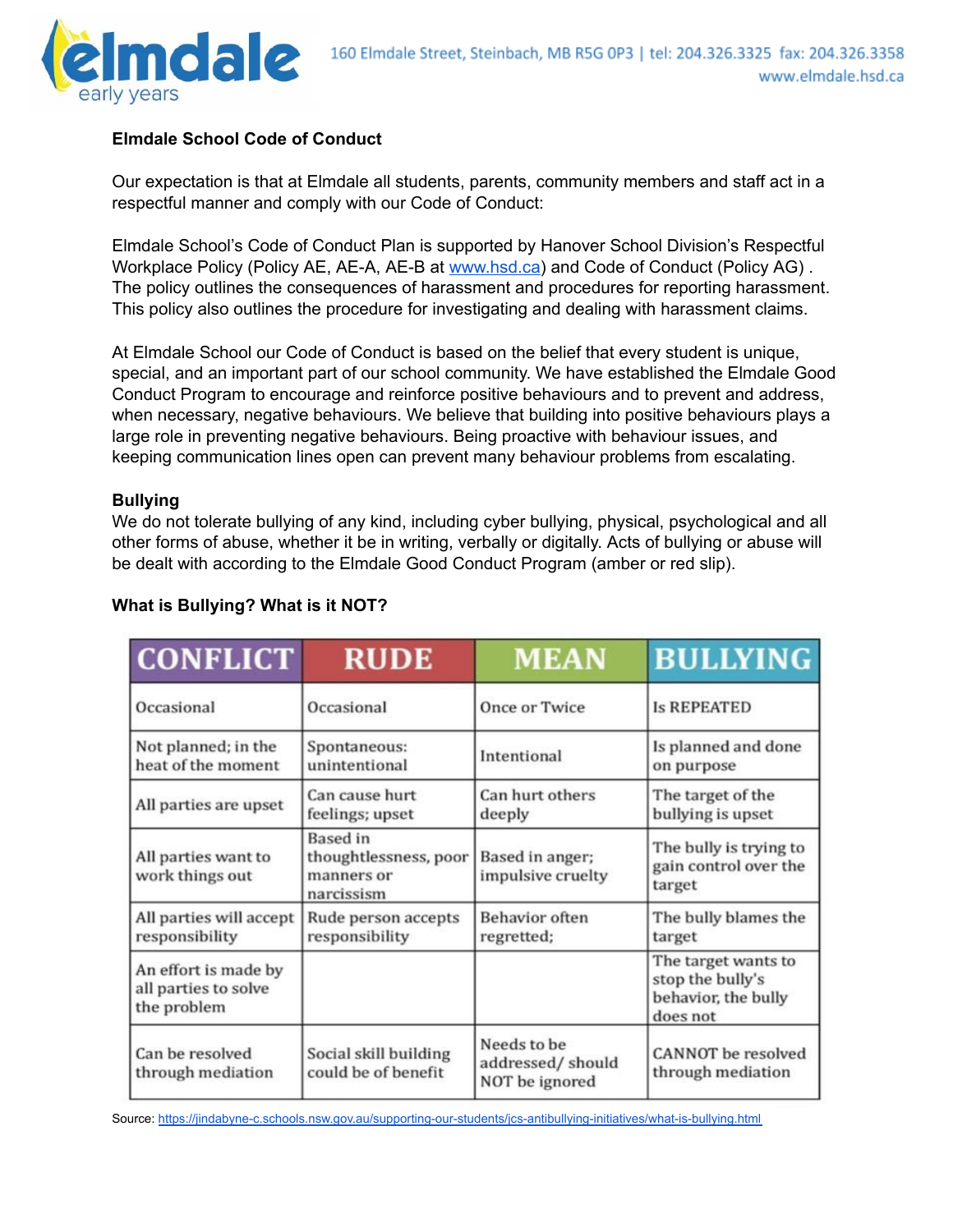160 Elmdale Street, Steinbach, MB R5G 0P3 | tel: 204.326.3325 fax: 204.326.3358
www.elmdale.hsd.ca

**Elmdale School Code of Conduct**

Our expectation is that at Elmdale all students, parents, community members and staff act in a respectful manner and comply with our Code of Conduct:

Elmdale School's Code of Conduct Plan is supported by Hanover School Division's Respectful Workplace Policy (Policy AE, AE-A, AE-B at www.hsd.ca) and Code of Conduct (Policy AG) . The policy outlines the consequences of harassment and procedures for reporting harassment. This policy also outlines the procedure for investigating and dealing with harassment claims.

At Elmdale School our Code of Conduct is based on the belief that every student is unique, special, and an important part of our school community. We have established the Elmdale Good Conduct Program to encourage and reinforce positive behaviours and to prevent and address, when necessary, negative behaviours. We believe that building into positive behaviours plays a large role in preventing negative behaviours. Being proactive with behaviour issues, and keeping communication lines open can prevent many behaviour problems from escalating.

**Bullying**

We do not tolerate bullying of any kind, including cyber bullying, physical, psychological and all other forms of abuse, whether it be in writing, verbally or digitally. Acts of bullying or abuse will be dealt with according to the Elmdale Good Conduct Program (amber or red slip).

**What is Bullying? What is it NOT?**

| CONFLICT | RUDE | MEAN | BULLYING |
|---|---|---|---|
| Occasional | Occasional | Once or Twice | Is REPEATED |
| Not planned; in the heat of the moment | Spontaneous: unintentional | Intentional | Is planned and done on purpose |
| All parties are upset | Can cause hurt feelings; upset | Can hurt others deeply | The target of the bullying is upset |
| All parties want to work things out | Based in thoughtlessness, poor manners or narcissism | Based in anger; impulsive cruelty | The bully is trying to gain control over the target |
| All parties will accept responsibility | Rude person accepts responsibility | Behavior often regretted; | The bully blames the target |
| An effort is made by all parties to solve the problem | | | The target wants to stop the bully's behavior, the bully does not |
| Can be resolved through mediation | Social skill building could be of benefit | Needs to be addressed/ should NOT be ignored | CANNOT be resolved through mediation |

Source: https://jindabyne-c.schools.nsw.gov.au/supporting-our-students/jcs-antibullying-initiatives/what-is-bullying.html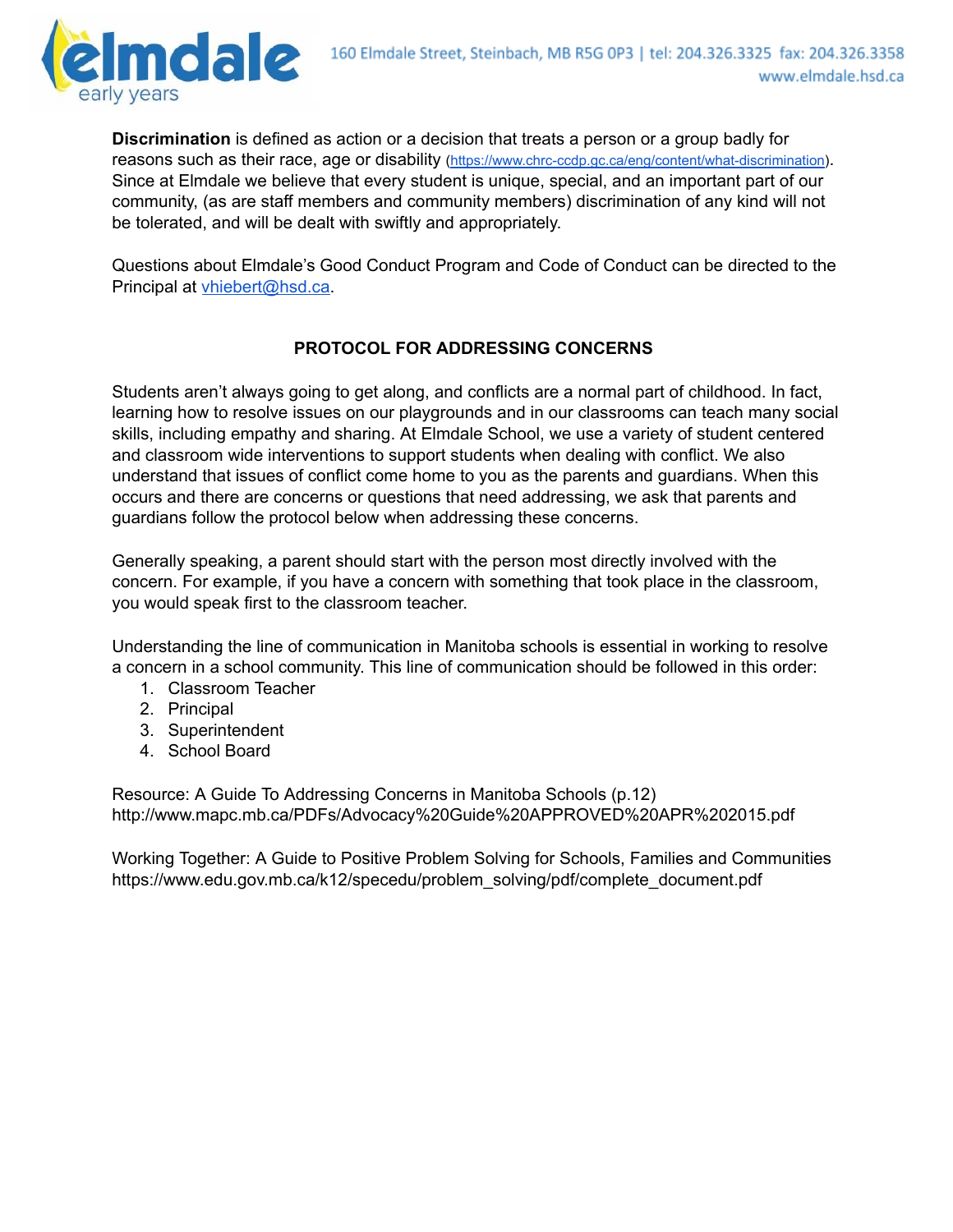**Discrimination** is defined as action or a decision that treats a person or a group badly for reasons such as their race, age or disability (https://www.chrc-ccdp.gc.ca/eng/content/what-discrimination). Since at Elmdale we believe that every student is unique, special, and an important part of our community, (as are staff members and community members) discrimination of any kind will not be tolerated, and will be dealt with swiftly and appropriately.

Questions about Elmdale's Good Conduct Program and Code of Conduct can be directed to the Principal at vhiebert@hsd.ca.

**PROTOCOL FOR ADDRESSING CONCERNS**

Students aren't always going to get along, and conflicts are a normal part of childhood. In fact, learning how to resolve issues on our playgrounds and in our classrooms can teach many social skills, including empathy and sharing. At Elmdale School, we use a variety of student centered and classroom wide interventions to support students when dealing with conflict. We also understand that issues of conflict come home to you as the parents and guardians. When this occurs and there are concerns or questions that need addressing, we ask that parents and guardians follow the protocol below when addressing these concerns.

Generally speaking, a parent should start with the person most directly involved with the concern. For example, if you have a concern with something that took place in the classroom, you would speak first to the classroom teacher.

Understanding the line of communication in Manitoba schools is essential in working to resolve a concern in a school community. This line of communication should be followed in this order:

1. Classroom Teacher
2. Principal
3. Superintendent
4. School Board

Resource: A Guide To Addressing Concerns in Manitoba Schools (p.12)
http://www.mapc.mb.ca/PDFs/Advocacy%20Guide%20APPROVED%20APR%202015.pdf

Working Together: A Guide to Positive Problem Solving for Schools, Families and Communities
https://www.edu.gov.mb.ca/k12/specedu/problem_solving/pdf/complete_document.pdf